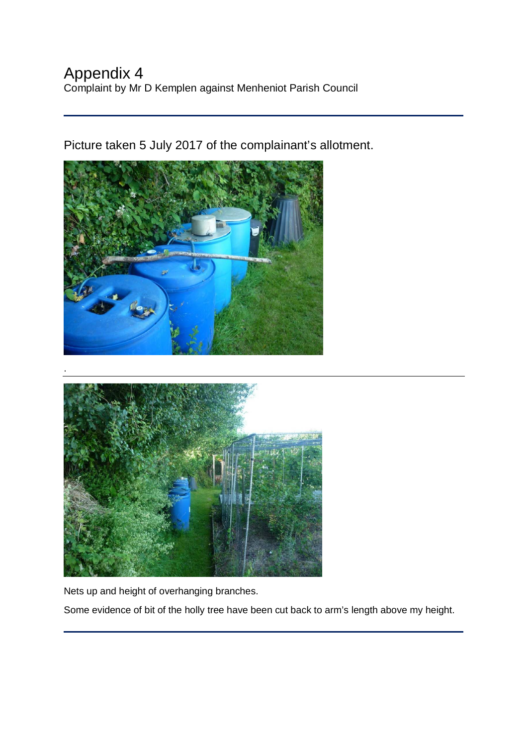# Appendix 4

Complaint by Mr D Kemplen against Menheniot Parish Council

Picture taken 5 July 2017 of the complainant's allotment.

.

Nets up and height of overhanging branches.

Some evidence of bit of the holly tree have been cut back to arm's length above my height.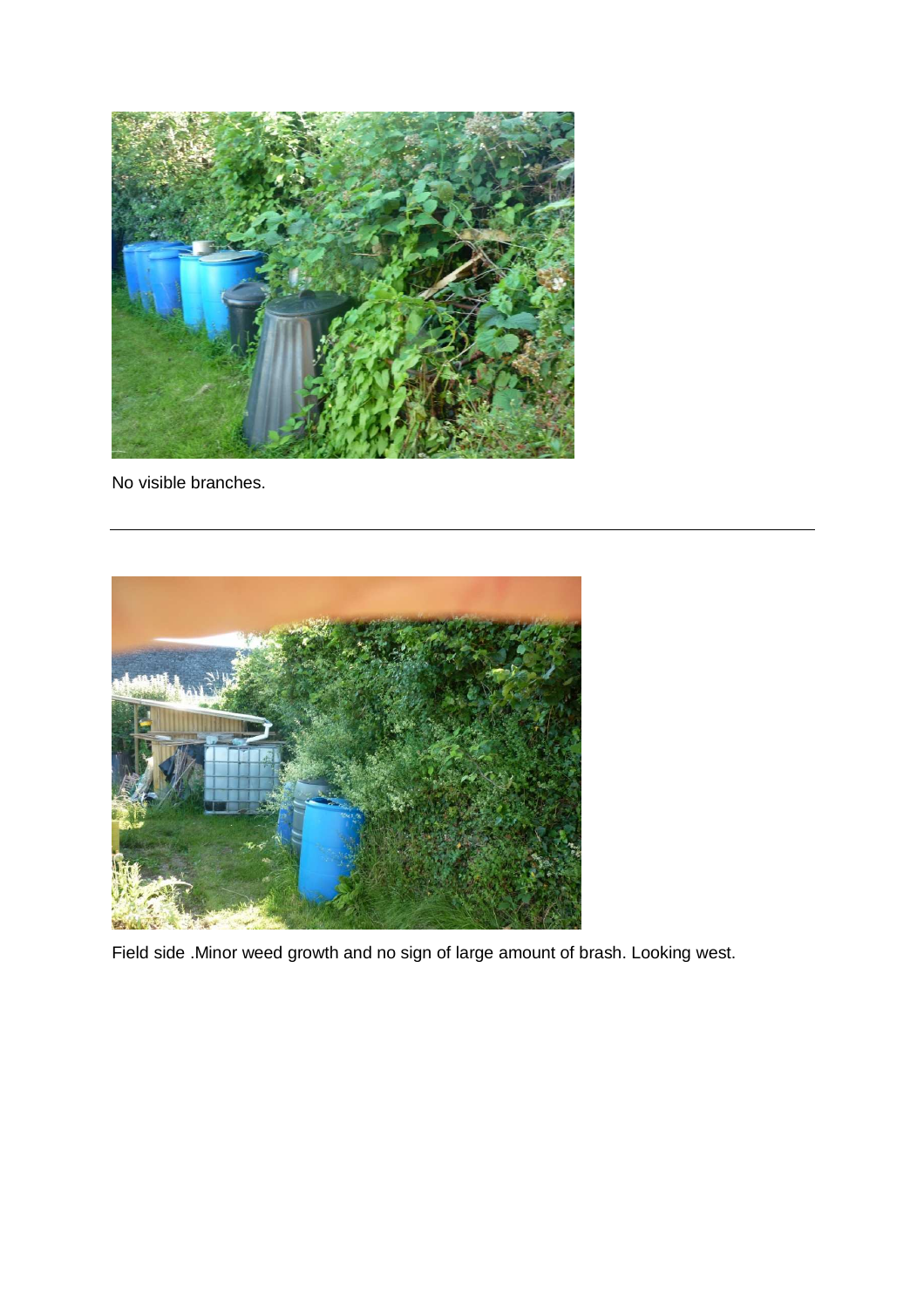No visible branches.

---

Field side .Minor weed growth and no sign of large amount of brash. Looking west.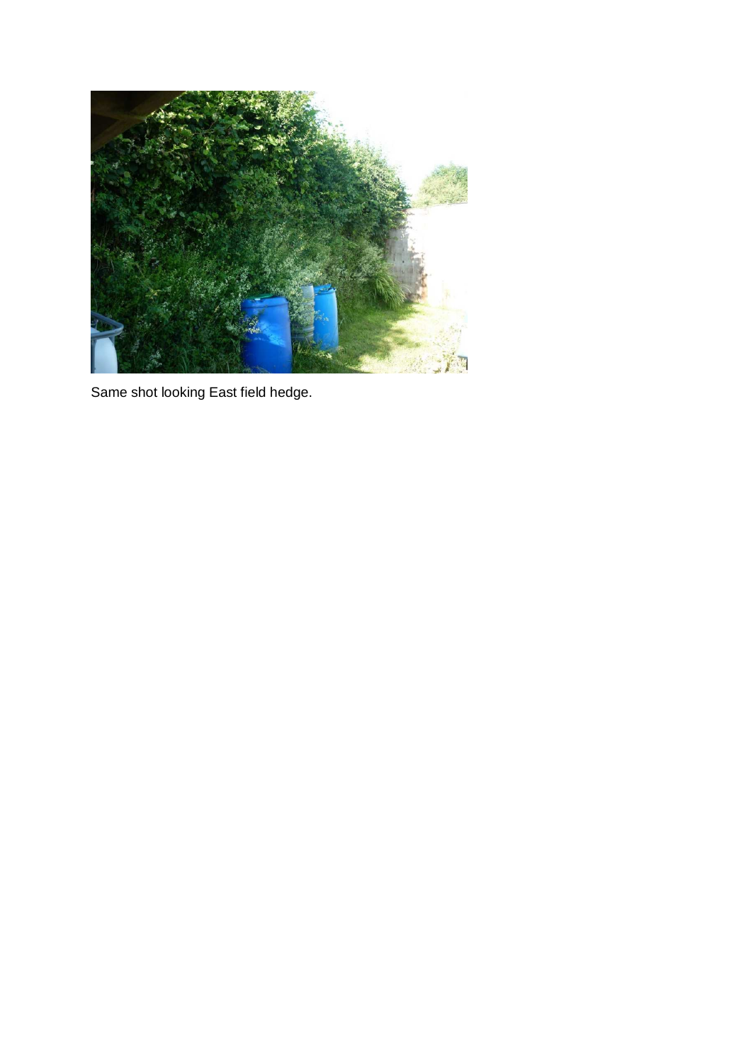Same shot looking East field hedge.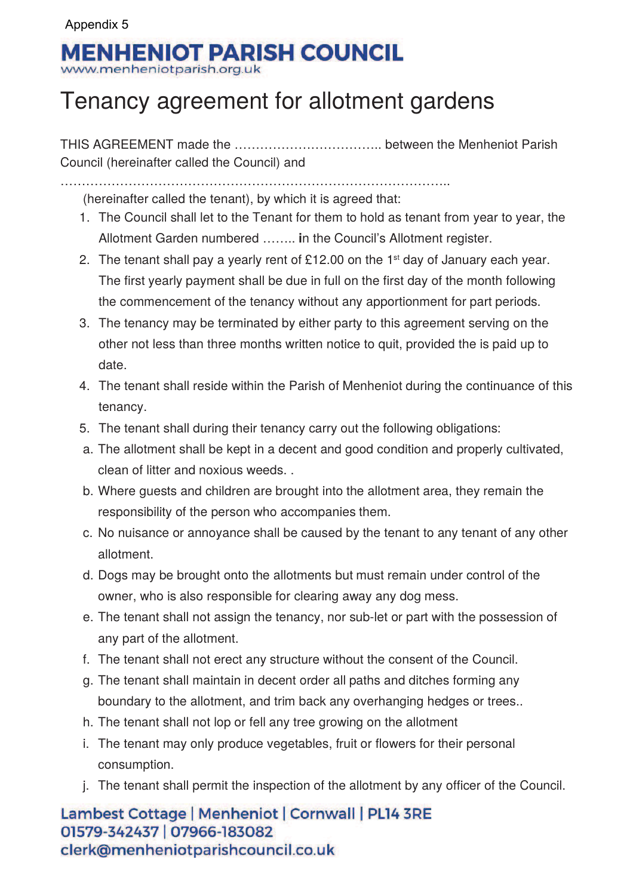Appendix 5

**MENHENIOT PARISH COUNCIL**
www.menheniotparish.org.uk

# Tenancy agreement for allotment gardens

THIS AGREEMENT made the …………………………….. between the Menheniot Parish Council (hereinafter called the Council) and

……………………………………………………………………………………..

(hereinafter called the tenant), by which it is agreed that:

1. The Council shall let to the Tenant for them to hold as tenant from year to year, the Allotment Garden numbered …….. **i**n the Council's Allotment register.
2. The tenant shall pay a yearly rent of £12.00 on the 1st day of January each year. The first yearly payment shall be due in full on the first day of the month following the commencement of the tenancy without any apportionment for part periods.
3. The tenancy may be terminated by either party to this agreement serving on the other not less than three months written notice to quit, provided the is paid up to date.
4. The tenant shall reside within the Parish of Menheniot during the continuance of this tenancy.
5. The tenant shall during their tenancy carry out the following obligations:

a. The allotment shall be kept in a decent and good condition and properly cultivated, clean of litter and noxious weeds. .

b. Where guests and children are brought into the allotment area, they remain the responsibility of the person who accompanies them.

c. No nuisance or annoyance shall be caused by the tenant to any tenant of any other allotment.

d. Dogs may be brought onto the allotments but must remain under control of the owner, who is also responsible for clearing away any dog mess.

e. The tenant shall not assign the tenancy, nor sub-let or part with the possession of any part of the allotment.

f. The tenant shall not erect any structure without the consent of the Council.

g. The tenant shall maintain in decent order all paths and ditches forming any boundary to the allotment, and trim back any overhanging hedges or trees..

h. The tenant shall not lop or fell any tree growing on the allotment

i. The tenant may only produce vegetables, fruit or flowers for their personal consumption.

j. The tenant shall permit the inspection of the allotment by any officer of the Council.

Lambest Cottage | Menheniot | Cornwall | PL14 3RE
01579-342437 | 07966-183082
clerk@menheniotparishcouncil.co.uk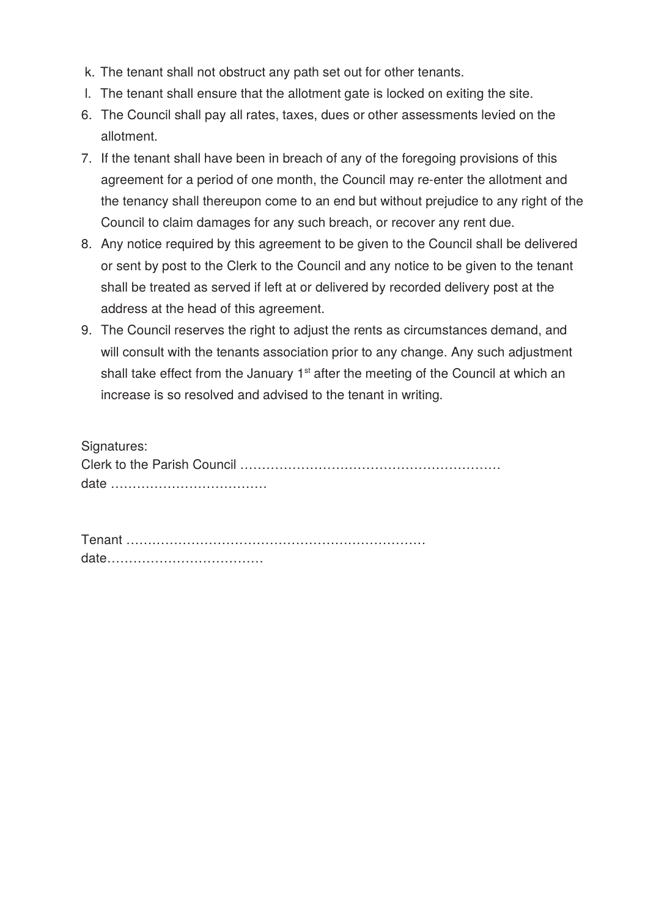k. The tenant shall not obstruct any path set out for other tenants.

l. The tenant shall ensure that the allotment gate is locked on exiting the site.

6. The Council shall pay all rates, taxes, dues or other assessments levied on the allotment.
7. If the tenant shall have been in breach of any of the foregoing provisions of this agreement for a period of one month, the Council may re-enter the allotment and the tenancy shall thereupon come to an end but without prejudice to any right of the Council to claim damages for any such breach, or recover any rent due.
8. Any notice required by this agreement to be given to the Council shall be delivered or sent by post to the Clerk to the Council and any notice to be given to the tenant shall be treated as served if left at or delivered by recorded delivery post at the address at the head of this agreement.
9. The Council reserves the right to adjust the rents as circumstances demand, and will consult with the tenants association prior to any change. Any such adjustment shall take effect from the January 1st after the meeting of the Council at which an increase is so resolved and advised to the tenant in writing.

Signatures:
Clerk to the Parish Council ……………………………………………………
date ………………………………

Tenant …………………………………………………………
date………………………………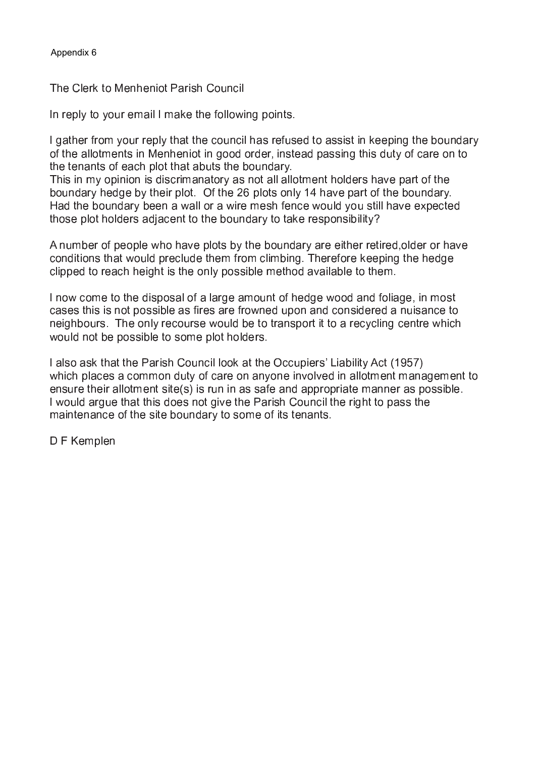Appendix 6

The Clerk to Menheniot Parish Council

In reply to your email I make the following points.

I gather from your reply that the council has refused to assist in keeping the boundary of the allotments in Menheniot in good order, instead passing this duty of care on to the tenants of each plot that abuts the boundary.
This in my opinion is discrimanatory as not all allotment holders have part of the boundary hedge by their plot. Of the 26 plots only 14 have part of the boundary. Had the boundary been a wall or a wire mesh fence would you still have expected those plot holders adjacent to the boundary to take responsibility?

A number of people who have plots by the boundary are either retired,older or have conditions that would preclude them from climbing. Therefore keeping the hedge clipped to reach height is the only possible method available to them.

I now come to the disposal of a large amount of hedge wood and foliage, in most cases this is not possible as fires are frowned upon and considered a nuisance to neighbours. The only recourse would be to transport it to a recycling centre which would not be possible to some plot holders.

I also ask that the Parish Council look at the Occupiers' Liability Act (1957) which places a common duty of care on anyone involved in allotment management to ensure their allotment site(s) is run in as safe and appropriate manner as possible. I would argue that this does not give the Parish Council the right to pass the maintenance of the site boundary to some of its tenants.

D F Kemplen